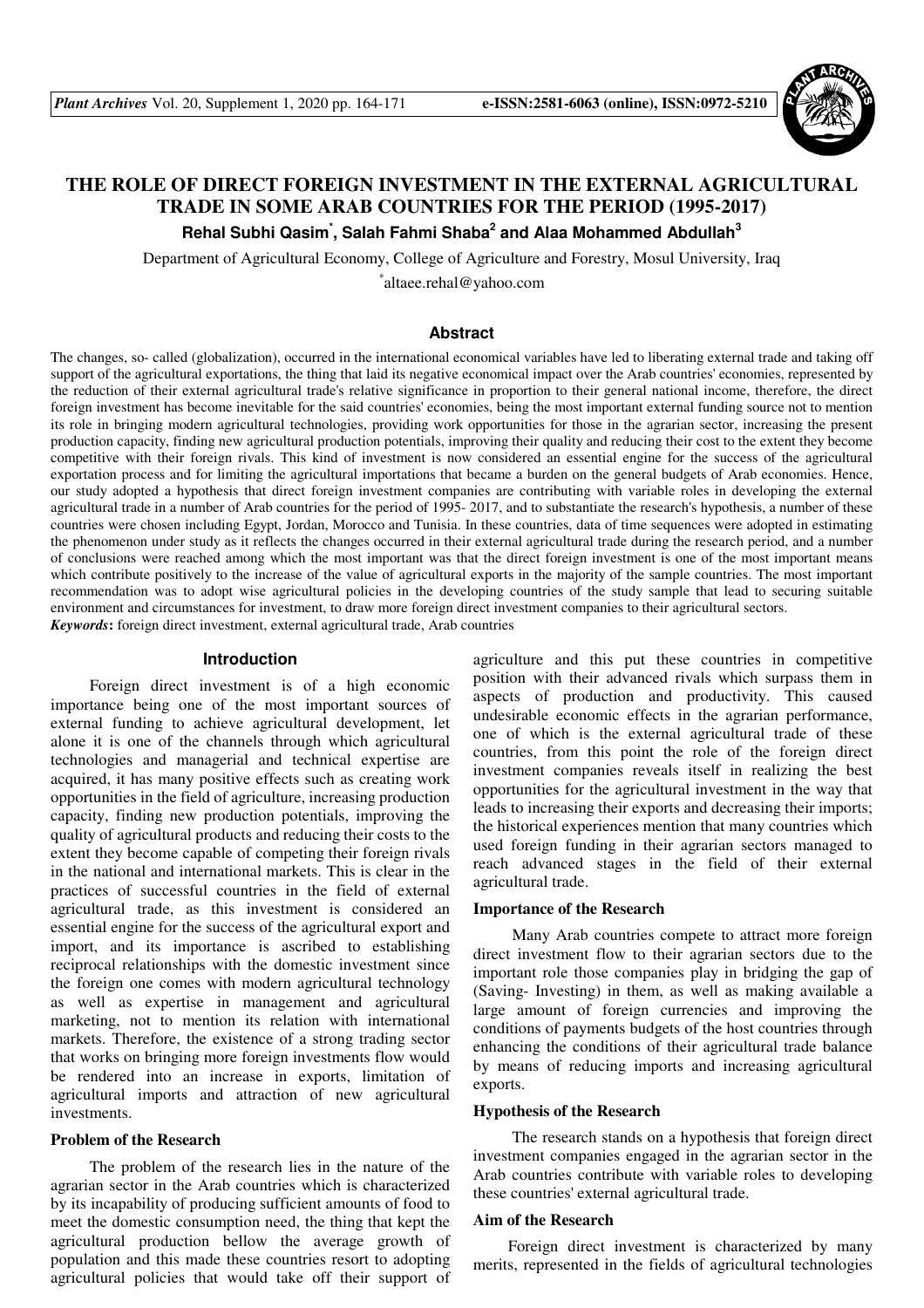# THE ROLE OF DIRECT FOREIGN INVESTMENT IN THE EXTERNAL AGRICULTURAL TRADE IN SOME ARAB COUNTRIES FOR THE PERIOD (1995-2017)

**Rehal Subhi Qasim[*], Salah Fahmi Shaba[2] and Alaa Mohammed Abdullah[3]**

Department of Agricultural Economy, College of Agriculture and Forestry, Mosul University, Iraq

[*]altaee.rehal@yahoo.com

## Abstract

The changes, so- called (globalization), occurred in the international economical variables have led to liberating external trade and taking off support of the agricultural exportations, the thing that laid its negative economical impact over the Arab countries' economies, represented by the reduction of their external agricultural trade's relative significance in proportion to their general national income, therefore, the direct foreign investment has become inevitable for the said countries' economies, being the most important external funding source not to mention its role in bringing modern agricultural technologies, providing work opportunities for those in the agrarian sector, increasing the present production capacity, finding new agricultural production potentials, improving their quality and reducing their cost to the extent they become competitive with their foreign rivals. This kind of investment is now considered an essential engine for the success of the agricultural exportation process and for limiting the agricultural importations that became a burden on the general budgets of Arab economies. Hence, our study adopted a hypothesis that direct foreign investment companies are contributing with variable roles in developing the external agricultural trade in a number of Arab countries for the period of 1995- 2017, and to substantiate the research's hypothesis, a number of these countries were chosen including Egypt, Jordan, Morocco and Tunisia. In these countries, data of time sequences were adopted in estimating the phenomenon under study as it reflects the changes occurred in their external agricultural trade during the research period, and a number of conclusions were reached among which the most important was that the direct foreign investment is one of the most important means which contribute positively to the increase of the value of agricultural exports in the majority of the sample countries. The most important recommendation was to adopt wise agricultural policies in the developing countries of the study sample that lead to securing suitable environment and circumstances for investment, to draw more foreign direct investment companies to their agricultural sectors.

***Keywords*:** foreign direct investment, external agricultural trade, Arab countries

## Introduction

Foreign direct investment is of a high economic importance being one of the most important sources of external funding to achieve agricultural development, let alone it is one of the channels through which agricultural technologies and managerial and technical expertise are acquired, it has many positive effects such as creating work opportunities in the field of agriculture, increasing production capacity, finding new production potentials, improving the quality of agricultural products and reducing their costs to the extent they become capable of competing their foreign rivals in the national and international markets. This is clear in the practices of successful countries in the field of external agricultural trade, as this investment is considered an essential engine for the success of the agricultural export and import, and its importance is ascribed to establishing reciprocal relationships with the domestic investment since the foreign one comes with modern agricultural technology as well as expertise in management and agricultural marketing, not to mention its relation with international markets. Therefore, the existence of a strong trading sector that works on bringing more foreign investments flow would be rendered into an increase in exports, limitation of agricultural imports and attraction of new agricultural investments.

### Problem of the Research

The problem of the research lies in the nature of the agrarian sector in the Arab countries which is characterized by its incapability of producing sufficient amounts of food to meet the domestic consumption need, the thing that kept the agricultural production bellow the average growth of population and this made these countries resort to adopting agricultural policies that would take off their support of agriculture and this put these countries in competitive position with their advanced rivals which surpass them in aspects of production and productivity. This caused undesirable economic effects in the agrarian performance, one of which is the external agricultural trade of these countries, from this point the role of the foreign direct investment companies reveals itself in realizing the best opportunities for the agricultural investment in the way that leads to increasing their exports and decreasing their imports; the historical experiences mention that many countries which used foreign funding in their agrarian sectors managed to reach advanced stages in the field of their external agricultural trade.

### Importance of the Research

Many Arab countries compete to attract more foreign direct investment flow to their agrarian sectors due to the important role those companies play in bridging the gap of (Saving- Investing) in them, as well as making available a large amount of foreign currencies and improving the conditions of payments budgets of the host countries through enhancing the conditions of their agricultural trade balance by means of reducing imports and increasing agricultural exports.

### Hypothesis of the Research

The research stands on a hypothesis that foreign direct investment companies engaged in the agrarian sector in the Arab countries contribute with variable roles to developing these countries' external agricultural trade.

### Aim of the Research

Foreign direct investment is characterized by many merits, represented in the fields of agricultural technologies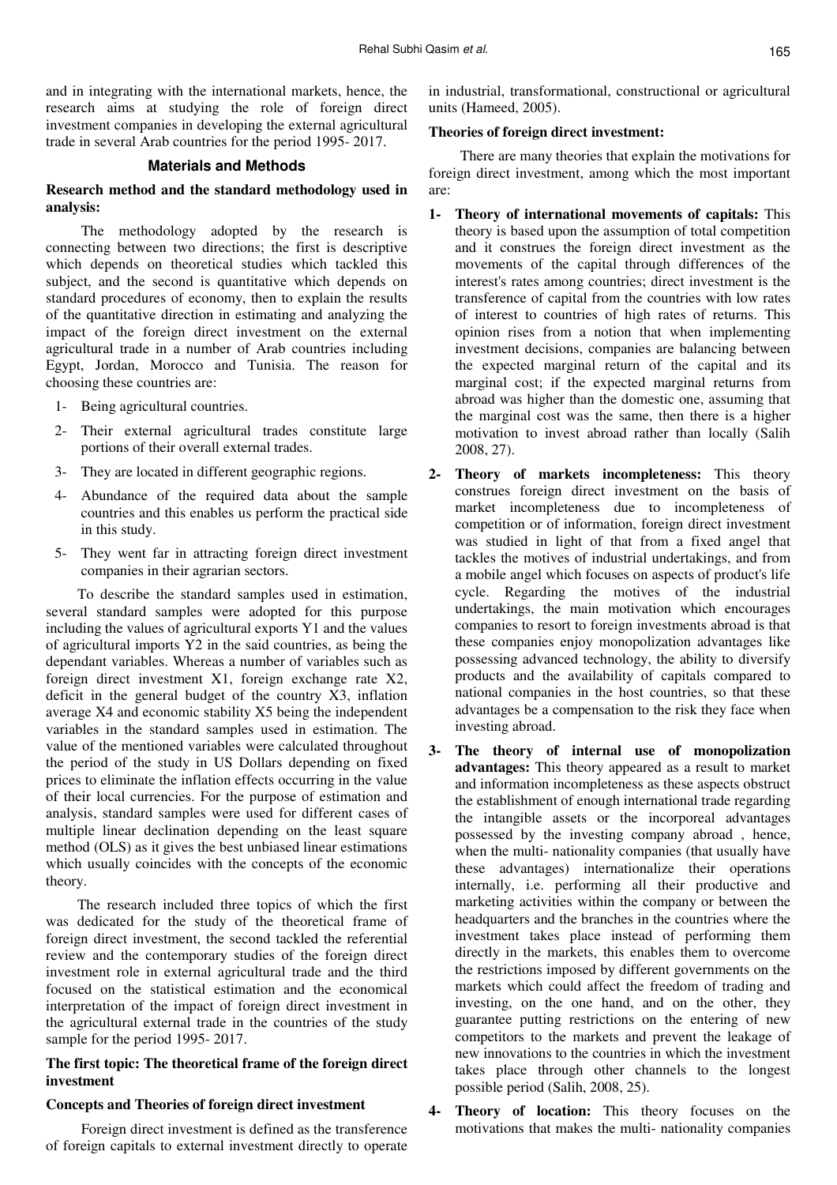and in integrating with the international markets, hence, the research aims at studying the role of foreign direct investment companies in developing the external agricultural trade in several Arab countries for the period 1995- 2017.

## Materials and Methods

### Research method and the standard methodology used in analysis:

The methodology adopted by the research is connecting between two directions; the first is descriptive which depends on theoretical studies which tackled this subject, and the second is quantitative which depends on standard procedures of economy, then to explain the results of the quantitative direction in estimating and analyzing the impact of the foreign direct investment on the external agricultural trade in a number of Arab countries including Egypt, Jordan, Morocco and Tunisia. The reason for choosing these countries are:

1- Being agricultural countries.
2- Their external agricultural trades constitute large portions of their overall external trades.
3- They are located in different geographic regions.
4- Abundance of the required data about the sample countries and this enables us perform the practical side in this study.
5- They went far in attracting foreign direct investment companies in their agrarian sectors.

To describe the standard samples used in estimation, several standard samples were adopted for this purpose including the values of agricultural exports Y1 and the values of agricultural imports Y2 in the said countries, as being the dependant variables. Whereas a number of variables such as foreign direct investment X1, foreign exchange rate X2, deficit in the general budget of the country X3, inflation average X4 and economic stability X5 being the independent variables in the standard samples used in estimation. The value of the mentioned variables were calculated throughout the period of the study in US Dollars depending on fixed prices to eliminate the inflation effects occurring in the value of their local currencies. For the purpose of estimation and analysis, standard samples were used for different cases of multiple linear declination depending on the least square method (OLS) as it gives the best unbiased linear estimations which usually coincides with the concepts of the economic theory.

The research included three topics of which the first was dedicated for the study of the theoretical frame of foreign direct investment, the second tackled the referential review and the contemporary studies of the foreign direct investment role in external agricultural trade and the third focused on the statistical estimation and the economical interpretation of the impact of foreign direct investment in the agricultural external trade in the countries of the study sample for the period 1995- 2017.

### The first topic: The theoretical frame of the foreign direct investment

### Concepts and Theories of foreign direct investment

Foreign direct investment is defined as the transference of foreign capitals to external investment directly to operate in industrial, transformational, constructional or agricultural units (Hameed, 2005).

### Theories of foreign direct investment:

There are many theories that explain the motivations for foreign direct investment, among which the most important are:

1- **Theory of international movements of capitals:** This theory is based upon the assumption of total competition and it construes the foreign direct investment as the movements of the capital through differences of the interest's rates among countries; direct investment is the transference of capital from the countries with low rates of interest to countries of high rates of returns. This opinion rises from a notion that when implementing investment decisions, companies are balancing between the expected marginal return of the capital and its marginal cost; if the expected marginal returns from abroad was higher than the domestic one, assuming that the marginal cost was the same, then there is a higher motivation to invest abroad rather than locally (Salih 2008, 27).

2- **Theory of markets incompleteness:** This theory construes foreign direct investment on the basis of market incompleteness due to incompleteness of competition or of information, foreign direct investment was studied in light of that from a fixed angel that tackles the motives of industrial undertakings, and from a mobile angel which focuses on aspects of product's life cycle. Regarding the motives of the industrial undertakings, the main motivation which encourages companies to resort to foreign investments abroad is that these companies enjoy monopolization advantages like possessing advanced technology, the ability to diversify products and the availability of capitals compared to national companies in the host countries, so that these advantages be a compensation to the risk they face when investing abroad.

3- **The theory of internal use of monopolization advantages:** This theory appeared as a result to market and information incompleteness as these aspects obstruct the establishment of enough international trade regarding the intangible assets or the incorporeal advantages possessed by the investing company abroad , hence, when the multi- nationality companies (that usually have these advantages) internationalize their operations internally, i.e. performing all their productive and marketing activities within the company or between the headquarters and the branches in the countries where the investment takes place instead of performing them directly in the markets, this enables them to overcome the restrictions imposed by different governments on the markets which could affect the freedom of trading and investing, on the one hand, and on the other, they guarantee putting restrictions on the entering of new competitors to the markets and prevent the leakage of new innovations to the countries in which the investment takes place through other channels to the longest possible period (Salih, 2008, 25).

4- **Theory of location:** This theory focuses on the motivations that makes the multi- nationality companies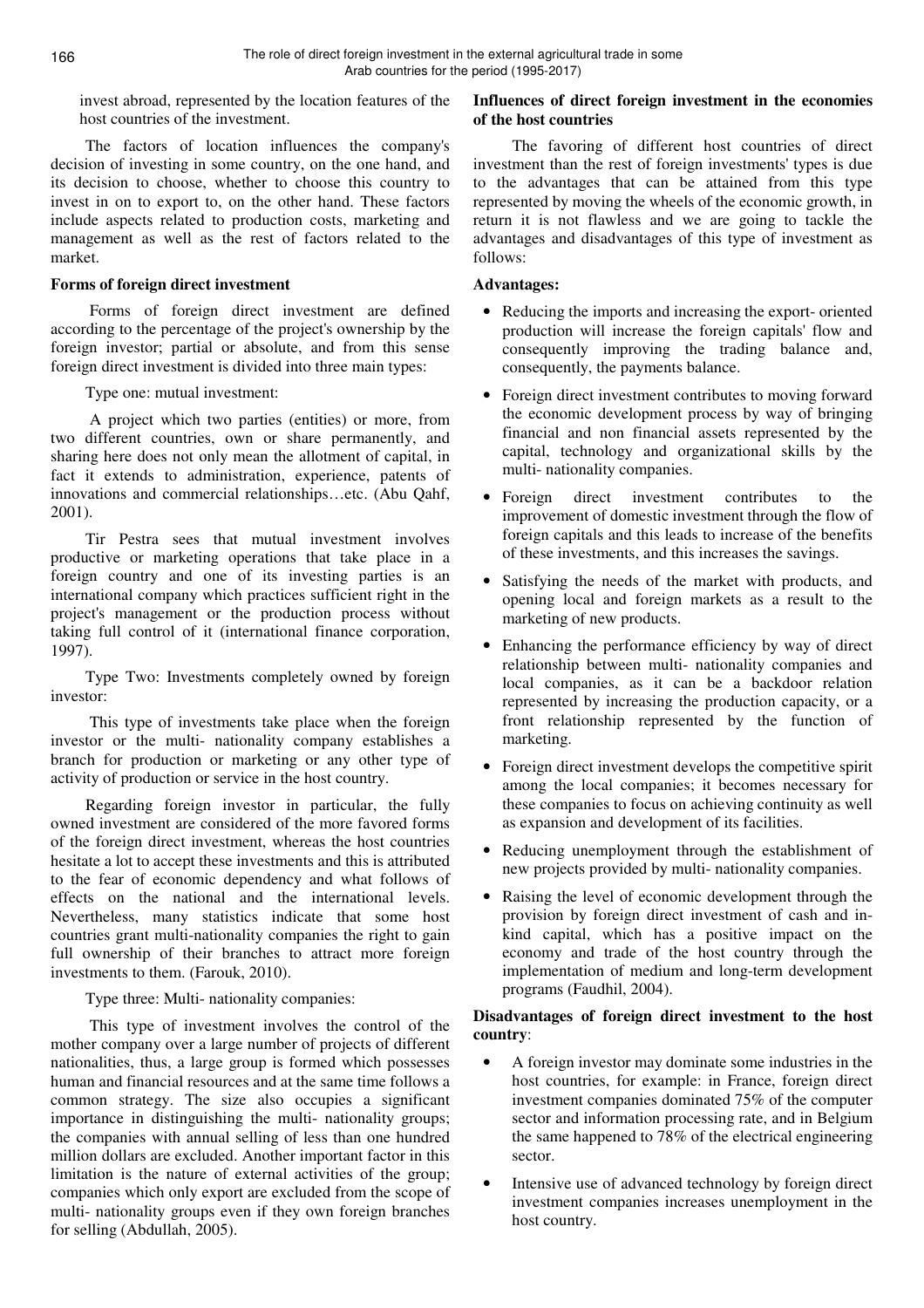invest abroad, represented by the location features of the host countries of the investment.

The factors of location influences the company's decision of investing in some country, on the one hand, and its decision to choose, whether to choose this country to invest in on to export to, on the other hand. These factors include aspects related to production costs, marketing and management as well as the rest of factors related to the market.

**Forms of foreign direct investment**

Forms of foreign direct investment are defined according to the percentage of the project's ownership by the foreign investor; partial or absolute, and from this sense foreign direct investment is divided into three main types:

Type one: mutual investment:

A project which two parties (entities) or more, from two different countries, own or share permanently, and sharing here does not only mean the allotment of capital, in fact it extends to administration, experience, patents of innovations and commercial relationships…etc. (Abu Qahf, 2001).

Tir Pestra sees that mutual investment involves productive or marketing operations that take place in a foreign country and one of its investing parties is an international company which practices sufficient right in the project's management or the production process without taking full control of it (international finance corporation, 1997).

Type Two: Investments completely owned by foreign investor:

This type of investments take place when the foreign investor or the multi- nationality company establishes a branch for production or marketing or any other type of activity of production or service in the host country.

Regarding foreign investor in particular, the fully owned investment are considered of the more favored forms of the foreign direct investment, whereas the host countries hesitate a lot to accept these investments and this is attributed to the fear of economic dependency and what follows of effects on the national and the international levels. Nevertheless, many statistics indicate that some host countries grant multi-nationality companies the right to gain full ownership of their branches to attract more foreign investments to them. (Farouk, 2010).

Type three: Multi- nationality companies:

This type of investment involves the control of the mother company over a large number of projects of different nationalities, thus, a large group is formed which possesses human and financial resources and at the same time follows a common strategy. The size also occupies a significant importance in distinguishing the multi- nationality groups; the companies with annual selling of less than one hundred million dollars are excluded. Another important factor in this limitation is the nature of external activities of the group; companies which only export are excluded from the scope of multi- nationality groups even if they own foreign branches for selling (Abdullah, 2005).

**Influences of direct foreign investment in the economies of the host countries**

The favoring of different host countries of direct investment than the rest of foreign investments' types is due to the advantages that can be attained from this type represented by moving the wheels of the economic growth, in return it is not flawless and we are going to tackle the advantages and disadvantages of this type of investment as follows:

**Advantages:**

- Reducing the imports and increasing the export- oriented production will increase the foreign capitals' flow and consequently improving the trading balance and, consequently, the payments balance.
- Foreign direct investment contributes to moving forward the economic development process by way of bringing financial and non financial assets represented by the capital, technology and organizational skills by the multi- nationality companies.
- Foreign direct investment contributes to the improvement of domestic investment through the flow of foreign capitals and this leads to increase of the benefits of these investments, and this increases the savings.
- Satisfying the needs of the market with products, and opening local and foreign markets as a result to the marketing of new products.
- Enhancing the performance efficiency by way of direct relationship between multi- nationality companies and local companies, as it can be a backdoor relation represented by increasing the production capacity, or a front relationship represented by the function of marketing.
- Foreign direct investment develops the competitive spirit among the local companies; it becomes necessary for these companies to focus on achieving continuity as well as expansion and development of its facilities.
- Reducing unemployment through the establishment of new projects provided by multi- nationality companies.
- Raising the level of economic development through the provision by foreign direct investment of cash and in-kind capital, which has a positive impact on the economy and trade of the host country through the implementation of medium and long-term development programs (Faudhil, 2004).

**Disadvantages of foreign direct investment to the host country**:

- A foreign investor may dominate some industries in the host countries, for example: in France, foreign direct investment companies dominated 75% of the computer sector and information processing rate, and in Belgium the same happened to 78% of the electrical engineering sector.
- Intensive use of advanced technology by foreign direct investment companies increases unemployment in the host country.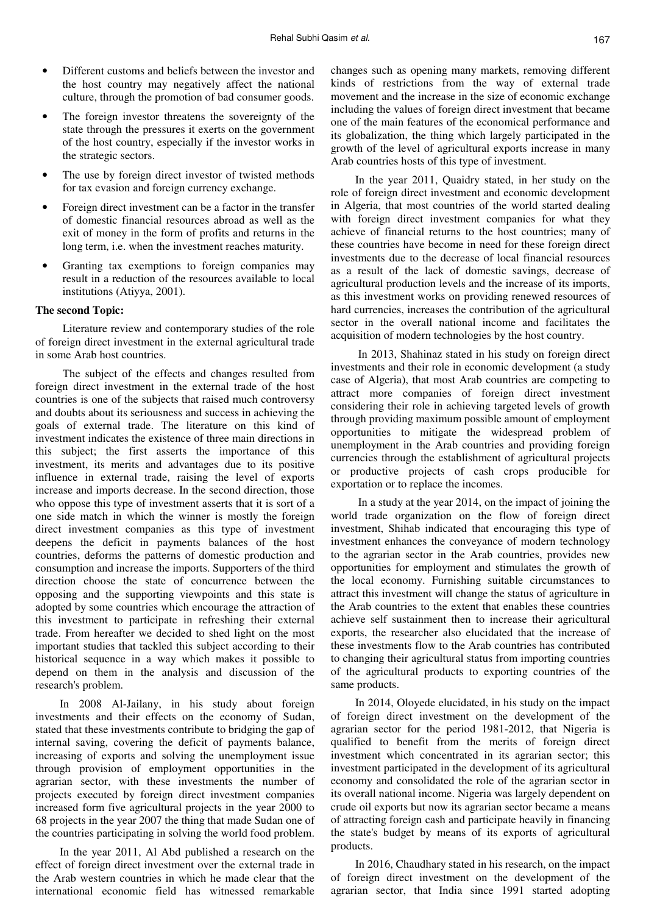- Different customs and beliefs between the investor and the host country may negatively affect the national culture, through the promotion of bad consumer goods.
- The foreign investor threatens the sovereignty of the state through the pressures it exerts on the government of the host country, especially if the investor works in the strategic sectors.
- The use by foreign direct investor of twisted methods for tax evasion and foreign currency exchange.
- Foreign direct investment can be a factor in the transfer of domestic financial resources abroad as well as the exit of money in the form of profits and returns in the long term, i.e. when the investment reaches maturity.
- Granting tax exemptions to foreign companies may result in a reduction of the resources available to local institutions (Atiyya, 2001).

**The second Topic:**

Literature review and contemporary studies of the role of foreign direct investment in the external agricultural trade in some Arab host countries.

The subject of the effects and changes resulted from foreign direct investment in the external trade of the host countries is one of the subjects that raised much controversy and doubts about its seriousness and success in achieving the goals of external trade. The literature on this kind of investment indicates the existence of three main directions in this subject; the first asserts the importance of this investment, its merits and advantages due to its positive influence in external trade, raising the level of exports increase and imports decrease. In the second direction, those who oppose this type of investment asserts that it is sort of a one side match in which the winner is mostly the foreign direct investment companies as this type of investment deepens the deficit in payments balances of the host countries, deforms the patterns of domestic production and consumption and increase the imports. Supporters of the third direction choose the state of concurrence between the opposing and the supporting viewpoints and this state is adopted by some countries which encourage the attraction of this investment to participate in refreshing their external trade. From hereafter we decided to shed light on the most important studies that tackled this subject according to their historical sequence in a way which makes it possible to depend on them in the analysis and discussion of the research's problem.

In 2008 Al-Jailany, in his study about foreign investments and their effects on the economy of Sudan, stated that these investments contribute to bridging the gap of internal saving, covering the deficit of payments balance, increasing of exports and solving the unemployment issue through provision of employment opportunities in the agrarian sector, with these investments the number of projects executed by foreign direct investment companies increased form five agricultural projects in the year 2000 to 68 projects in the year 2007 the thing that made Sudan one of the countries participating in solving the world food problem.

In the year 2011, Al Abd published a research on the effect of foreign direct investment over the external trade in the Arab western countries in which he made clear that the international economic field has witnessed remarkable changes such as opening many markets, removing different kinds of restrictions from the way of external trade movement and the increase in the size of economic exchange including the values of foreign direct investment that became one of the main features of the economical performance and its globalization, the thing which largely participated in the growth of the level of agricultural exports increase in many Arab countries hosts of this type of investment.

In the year 2011, Quaidry stated, in her study on the role of foreign direct investment and economic development in Algeria, that most countries of the world started dealing with foreign direct investment companies for what they achieve of financial returns to the host countries; many of these countries have become in need for these foreign direct investments due to the decrease of local financial resources as a result of the lack of domestic savings, decrease of agricultural production levels and the increase of its imports, as this investment works on providing renewed resources of hard currencies, increases the contribution of the agricultural sector in the overall national income and facilitates the acquisition of modern technologies by the host country.

In 2013, Shahinaz stated in his study on foreign direct investments and their role in economic development (a study case of Algeria), that most Arab countries are competing to attract more companies of foreign direct investment considering their role in achieving targeted levels of growth through providing maximum possible amount of employment opportunities to mitigate the widespread problem of unemployment in the Arab countries and providing foreign currencies through the establishment of agricultural projects or productive projects of cash crops producible for exportation or to replace the incomes.

In a study at the year 2014, on the impact of joining the world trade organization on the flow of foreign direct investment, Shihab indicated that encouraging this type of investment enhances the conveyance of modern technology to the agrarian sector in the Arab countries, provides new opportunities for employment and stimulates the growth of the local economy. Furnishing suitable circumstances to attract this investment will change the status of agriculture in the Arab countries to the extent that enables these countries achieve self sustainment then to increase their agricultural exports, the researcher also elucidated that the increase of these investments flow to the Arab countries has contributed to changing their agricultural status from importing countries of the agricultural products to exporting countries of the same products.

In 2014, Oloyede elucidated, in his study on the impact of foreign direct investment on the development of the agrarian sector for the period 1981-2012, that Nigeria is qualified to benefit from the merits of foreign direct investment which concentrated in its agrarian sector; this investment participated in the development of its agricultural economy and consolidated the role of the agrarian sector in its overall national income. Nigeria was largely dependent on crude oil exports but now its agrarian sector became a means of attracting foreign cash and participate heavily in financing the state's budget by means of its exports of agricultural products.

In 2016, Chaudhary stated in his research, on the impact of foreign direct investment on the development of the agrarian sector, that India since 1991 started adopting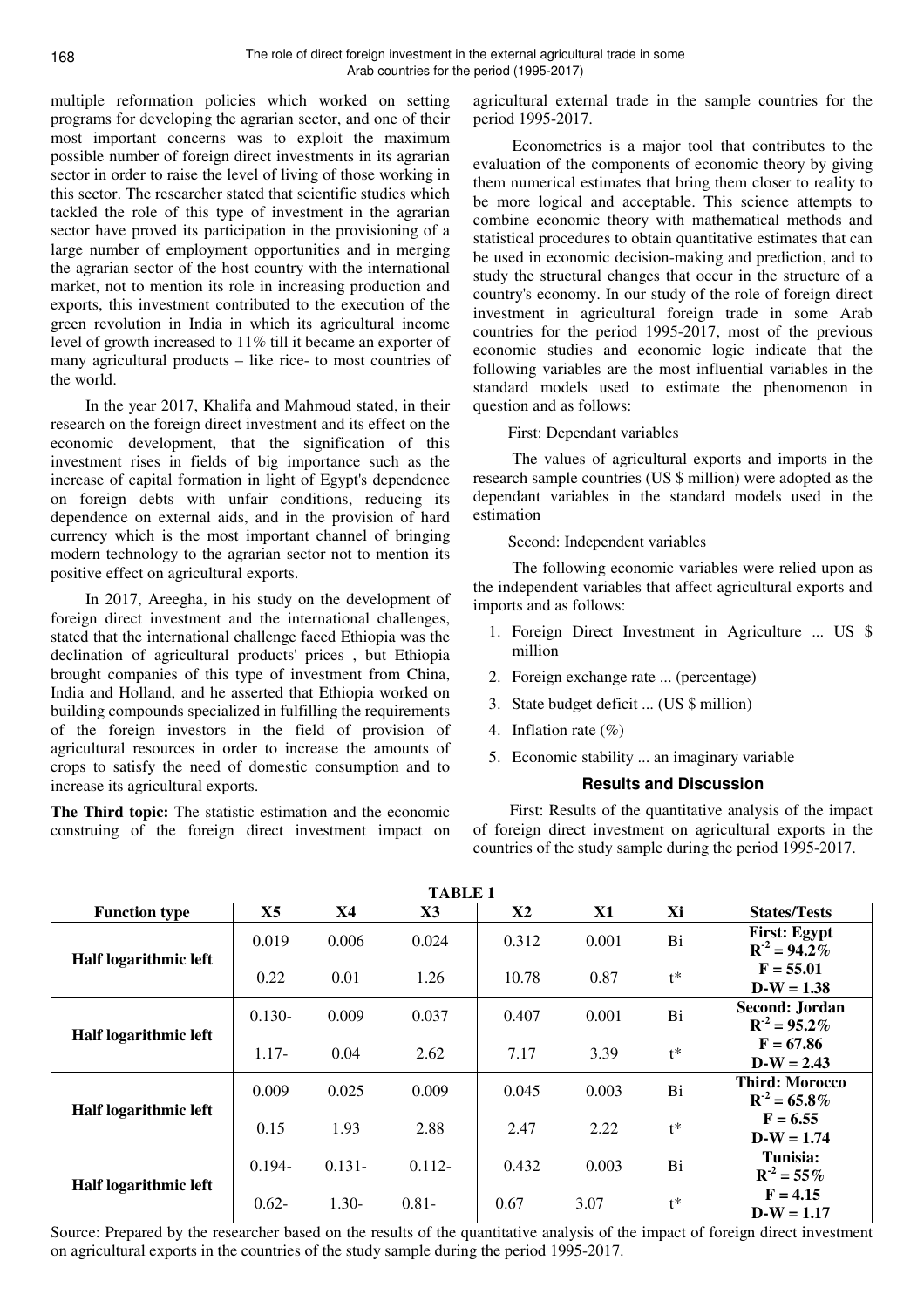multiple reformation policies which worked on setting programs for developing the agrarian sector, and one of their most important concerns was to exploit the maximum possible number of foreign direct investments in its agrarian sector in order to raise the level of living of those working in this sector. The researcher stated that scientific studies which tackled the role of this type of investment in the agrarian sector have proved its participation in the provisioning of a large number of employment opportunities and in merging the agrarian sector of the host country with the international market, not to mention its role in increasing production and exports, this investment contributed to the execution of the green revolution in India in which its agricultural income level of growth increased to 11% till it became an exporter of many agricultural products – like rice- to most countries of the world.

In the year 2017, Khalifa and Mahmoud stated, in their research on the foreign direct investment and its effect on the economic development, that the signification of this investment rises in fields of big importance such as the increase of capital formation in light of Egypt's dependence on foreign debts with unfair conditions, reducing its dependence on external aids, and in the provision of hard currency which is the most important channel of bringing modern technology to the agrarian sector not to mention its positive effect on agricultural exports.

In 2017, Areegha, in his study on the development of foreign direct investment and the international challenges, stated that the international challenge faced Ethiopia was the declination of agricultural products' prices , but Ethiopia brought companies of this type of investment from China, India and Holland, and he asserted that Ethiopia worked on building compounds specialized in fulfilling the requirements of the foreign investors in the field of provision of agricultural resources in order to increase the amounts of crops to satisfy the need of domestic consumption and to increase its agricultural exports.

**The Third topic:** The statistic estimation and the economic construing of the foreign direct investment impact on agricultural external trade in the sample countries for the period 1995-2017.

Econometrics is a major tool that contributes to the evaluation of the components of economic theory by giving them numerical estimates that bring them closer to reality to be more logical and acceptable. This science attempts to combine economic theory with mathematical methods and statistical procedures to obtain quantitative estimates that can be used in economic decision-making and prediction, and to study the structural changes that occur in the structure of a country's economy. In our study of the role of foreign direct investment in agricultural foreign trade in some Arab countries for the period 1995-2017, most of the previous economic studies and economic logic indicate that the following variables are the most influential variables in the standard models used to estimate the phenomenon in question and as follows:

First: Dependant variables

The values of agricultural exports and imports in the research sample countries (US $ million) were adopted as the dependant variables in the standard models used in the estimation

Second: Independent variables

The following economic variables were relied upon as the independent variables that affect agricultural exports and imports and as follows:

1. Foreign Direct Investment in Agriculture ... US $ million
2. Foreign exchange rate ... (percentage)
3. State budget deficit ... (US $ million)
4. Inflation rate (%)
5. Economic stability ... an imaginary variable

## Results and Discussion

First: Results of the quantitative analysis of the impact of foreign direct investment on agricultural exports in the countries of the study sample during the period 1995-2017.

**TABLE 1**

| Function type | X5 | X4 | X3 | X2 | X1 | Xi | States/Tests |
|---|---|---|---|---|---|---|---|
| Half logarithmic left | 0.019 | 0.006 | 0.024 | 0.312 | 0.001 | Bi | **First: Egypt** $R^{-2} = 94.2\%$ |
| | 0.22 | 0.01 | 1.26 | 10.78 | 0.87 | t* | **F = 55.01** **D-W = 1.38** |
| Half logarithmic left | 0.130- | 0.009 | 0.037 | 0.407 | 0.001 | Bi | **Second: Jordan** $R^{-2} = 95.2\%$ |
| | 1.17- | 0.04 | 2.62 | 7.17 | 3.39 | t* | **F = 67.86** **D-W = 2.43** |
| Half logarithmic left | 0.009 | 0.025 | 0.009 | 0.045 | 0.003 | Bi | **Third: Morocco** $R^{-2} = 65.8\%$ |
| | 0.15 | 1.93 | 2.88 | 2.47 | 2.22 | t* | **F = 6.55** **D-W = 1.74** |
| Half logarithmic left | 0.194- | 0.131- | 0.112- | 0.432 | 0.003 | Bi | **Tunisia:** $R^{-2} = 55\%$ |
| | 0.62- | 1.30- | 0.81- | 0.67 | 3.07 | t* | **F = 4.15** **D-W = 1.17** |

Source: Prepared by the researcher based on the results of the quantitative analysis of the impact of foreign direct investment on agricultural exports in the countries of the study sample during the period 1995-2017.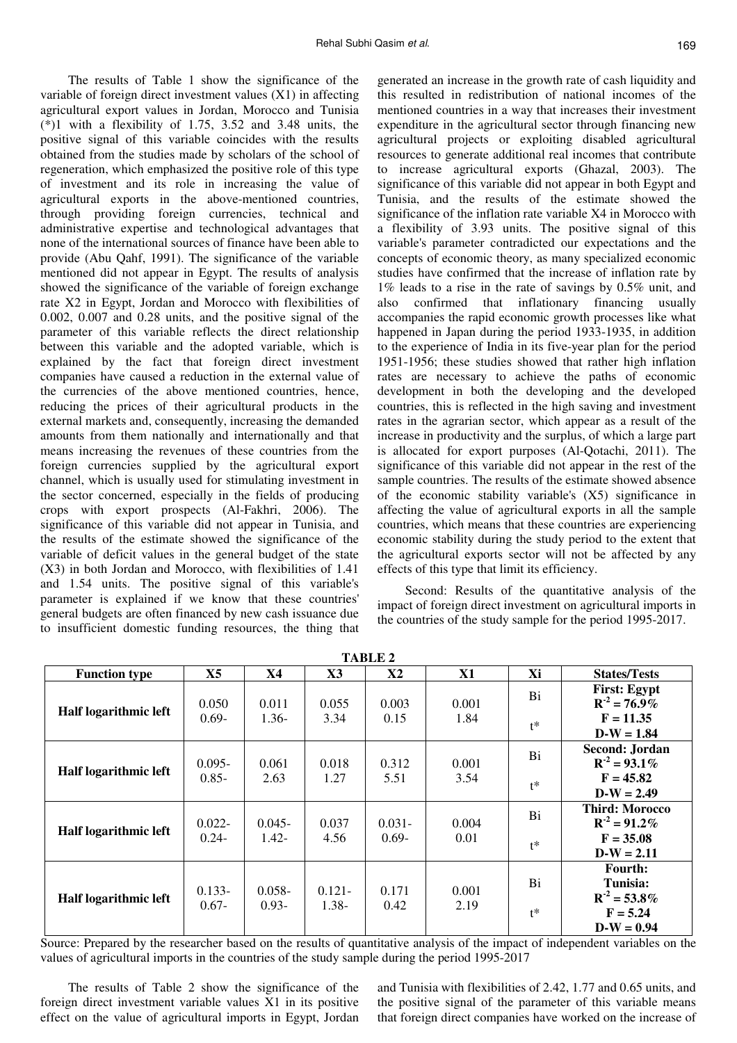The results of Table 1 show the significance of the variable of foreign direct investment values (X1) in affecting agricultural export values in Jordan, Morocco and Tunisia (*)1 with a flexibility of 1.75, 3.52 and 3.48 units, the positive signal of this variable coincides with the results obtained from the studies made by scholars of the school of regeneration, which emphasized the positive role of this type of investment and its role in increasing the value of agricultural exports in the above-mentioned countries, through providing foreign currencies, technical and administrative expertise and technological advantages that none of the international sources of finance have been able to provide (Abu Qahf, 1991). The significance of the variable mentioned did not appear in Egypt. The results of analysis showed the significance of the variable of foreign exchange rate X2 in Egypt, Jordan and Morocco with flexibilities of 0.002, 0.007 and 0.28 units, and the positive signal of the parameter of this variable reflects the direct relationship between this variable and the adopted variable, which is explained by the fact that foreign direct investment companies have caused a reduction in the external value of the currencies of the above mentioned countries, hence, reducing the prices of their agricultural products in the external markets and, consequently, increasing the demanded amounts from them nationally and internationally and that means increasing the revenues of these countries from the foreign currencies supplied by the agricultural export channel, which is usually used for stimulating investment in the sector concerned, especially in the fields of producing crops with export prospects (Al-Fakhri, 2006). The significance of this variable did not appear in Tunisia, and the results of the estimate showed the significance of the variable of deficit values in the general budget of the state (X3) in both Jordan and Morocco, with flexibilities of 1.41 and 1.54 units. The positive signal of this variable's parameter is explained if we know that these countries' general budgets are often financed by new cash issuance due to insufficient domestic funding resources, the thing that generated an increase in the growth rate of cash liquidity and this resulted in redistribution of national incomes of the mentioned countries in a way that increases their investment expenditure in the agricultural sector through financing new agricultural projects or exploiting disabled agricultural resources to generate additional real incomes that contribute to increase agricultural exports (Ghazal, 2003). The significance of this variable did not appear in both Egypt and Tunisia, and the results of the estimate showed the significance of the inflation rate variable X4 in Morocco with a flexibility of 3.93 units. The positive signal of this variable's parameter contradicted our expectations and the concepts of economic theory, as many specialized economic studies have confirmed that the increase of inflation rate by 1% leads to a rise in the rate of savings by 0.5% unit, and also confirmed that inflationary financing usually accompanies the rapid economic growth processes like what happened in Japan during the period 1933-1935, in addition to the experience of India in its five-year plan for the period 1951-1956; these studies showed that rather high inflation rates are necessary to achieve the paths of economic development in both the developing and the developed countries, this is reflected in the high saving and investment rates in the agrarian sector, which appear as a result of the increase in productivity and the surplus, of which a large part is allocated for export purposes (Al-Qotachi, 2011). The significance of this variable did not appear in the rest of the sample countries. The results of the estimate showed absence of the economic stability variable's (X5) significance in affecting the value of agricultural exports in all the sample countries, which means that these countries are experiencing economic stability during the study period to the extent that the agricultural exports sector will not be affected by any effects of this type that limit its efficiency.

Second: Results of the quantitative analysis of the impact of foreign direct investment on agricultural imports in the countries of the study sample for the period 1995-2017.

**TABLE 2**

| Function type | X5 | X4 | X3 | X2 | X1 | Xi | States/Tests |
|---|---|---|---|---|---|---|---|
| Half logarithmic left | 0.050<br>0.69- | 0.011<br>1.36- | 0.055<br>3.34 | 0.003<br>0.15 | 0.001<br>1.84 | Bi<br>t* | **First: Egypt**<br>$R^{-2} = 76.9\%$<br>**F = 11.35**<br>**D-W = 1.84** |
| Half logarithmic left | 0.095-<br>0.85- | 0.061<br>2.63 | 0.018<br>1.27 | 0.312<br>5.51 | 0.001<br>3.54 | Bi<br>t* | **Second: Jordan**<br>$R^{-2} = 93.1\%$<br>**F = 45.82**<br>**D-W = 2.49** |
| Half logarithmic left | 0.022-<br>0.24- | 0.045-<br>1.42- | 0.037<br>4.56 | 0.031-<br>0.69- | 0.004<br>0.01 | Bi<br>t* | **Third: Morocco**<br>$R^{-2} = 91.2\%$<br>**F = 35.08**<br>**D-W = 2.11** |
| Half logarithmic left | 0.133-<br>0.67- | 0.058-<br>0.93- | 0.121-<br>1.38- | 0.171<br>0.42 | 0.001<br>2.19 | Bi<br>t* | **Fourth: Tunisia:**<br>$R^{-2} = 53.8\%$<br>**F = 5.24**<br>**D-W = 0.94** |

Source: Prepared by the researcher based on the results of quantitative analysis of the impact of independent variables on the values of agricultural imports in the countries of the study sample during the period 1995-2017

The results of Table 2 show the significance of the foreign direct investment variable values X1 in its positive effect on the value of agricultural imports in Egypt, Jordan and Tunisia with flexibilities of 2.42, 1.77 and 0.65 units, and the positive signal of the parameter of this variable means that foreign direct companies have worked on the increase of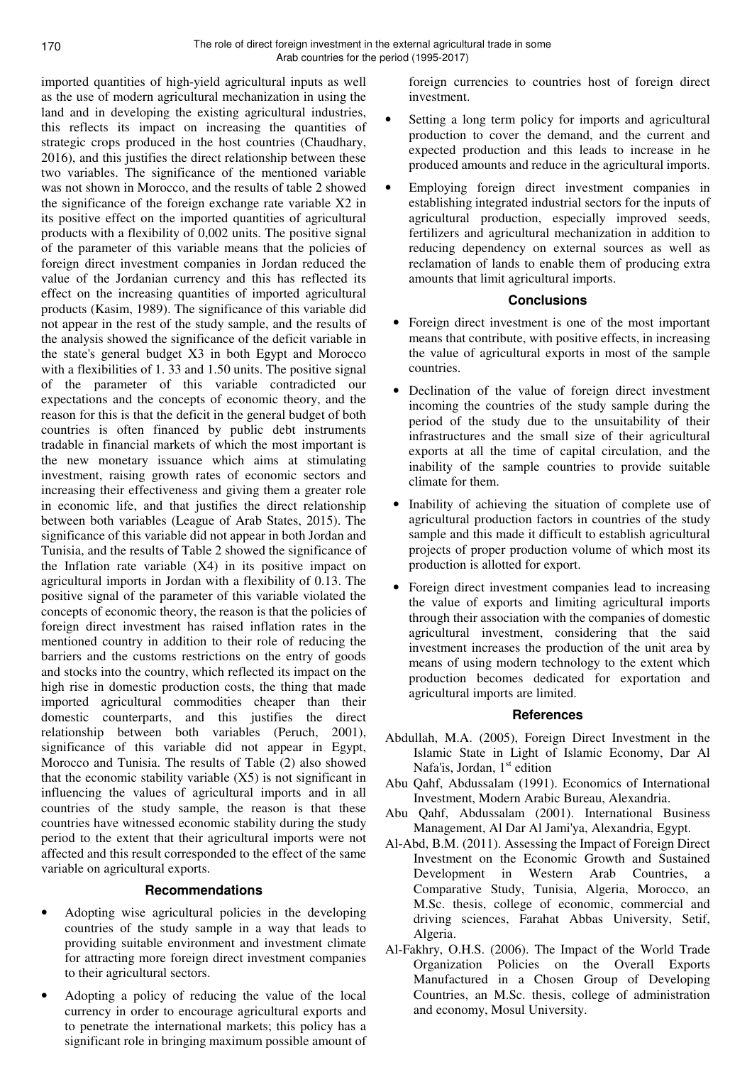imported quantities of high-yield agricultural inputs as well as the use of modern agricultural mechanization in using the land and in developing the existing agricultural industries, this reflects its impact on increasing the quantities of strategic crops produced in the host countries (Chaudhary, 2016), and this justifies the direct relationship between these two variables. The significance of the mentioned variable was not shown in Morocco, and the results of table 2 showed the significance of the foreign exchange rate variable X2 in its positive effect on the imported quantities of agricultural products with a flexibility of 0,002 units. The positive signal of the parameter of this variable means that the policies of foreign direct investment companies in Jordan reduced the value of the Jordanian currency and this has reflected its effect on the increasing quantities of imported agricultural products (Kasim, 1989). The significance of this variable did not appear in the rest of the study sample, and the results of the analysis showed the significance of the deficit variable in the state's general budget X3 in both Egypt and Morocco with a flexibilities of 1. 33 and 1.50 units. The positive signal of the parameter of this variable contradicted our expectations and the concepts of economic theory, and the reason for this is that the deficit in the general budget of both countries is often financed by public debt instruments tradable in financial markets of which the most important is the new monetary issuance which aims at stimulating investment, raising growth rates of economic sectors and increasing their effectiveness and giving them a greater role in economic life, and that justifies the direct relationship between both variables (League of Arab States, 2015). The significance of this variable did not appear in both Jordan and Tunisia, and the results of Table 2 showed the significance of the Inflation rate variable (X4) in its positive impact on agricultural imports in Jordan with a flexibility of 0.13. The positive signal of the parameter of this variable violated the concepts of economic theory, the reason is that the policies of foreign direct investment has raised inflation rates in the mentioned country in addition to their role of reducing the barriers and the customs restrictions on the entry of goods and stocks into the country, which reflected its impact on the high rise in domestic production costs, the thing that made imported agricultural commodities cheaper than their domestic counterparts, and this justifies the direct relationship between both variables (Peruch, 2001), significance of this variable did not appear in Egypt, Morocco and Tunisia. The results of Table (2) also showed that the economic stability variable (X5) is not significant in influencing the values of agricultural imports and in all countries of the study sample, the reason is that these countries have witnessed economic stability during the study period to the extent that their agricultural imports were not affected and this result corresponded to the effect of the same variable on agricultural exports.

## Recommendations

- Adopting wise agricultural policies in the developing countries of the study sample in a way that leads to providing suitable environment and investment climate for attracting more foreign direct investment companies to their agricultural sectors.
- Adopting a policy of reducing the value of the local currency in order to encourage agricultural exports and to penetrate the international markets; this policy has a significant role in bringing maximum possible amount of foreign currencies to countries host of foreign direct investment.
- Setting a long term policy for imports and agricultural production to cover the demand, and the current and expected production and this leads to increase in he produced amounts and reduce in the agricultural imports.
- Employing foreign direct investment companies in establishing integrated industrial sectors for the inputs of agricultural production, especially improved seeds, fertilizers and agricultural mechanization in addition to reducing dependency on external sources as well as reclamation of lands to enable them of producing extra amounts that limit agricultural imports.

## Conclusions

- Foreign direct investment is one of the most important means that contribute, with positive effects, in increasing the value of agricultural exports in most of the sample countries.
- Declination of the value of foreign direct investment incoming the countries of the study sample during the period of the study due to the unsuitability of their infrastructures and the small size of their agricultural exports at all the time of capital circulation, and the inability of the sample countries to provide suitable climate for them.
- Inability of achieving the situation of complete use of agricultural production factors in countries of the study sample and this made it difficult to establish agricultural projects of proper production volume of which most its production is allotted for export.
- Foreign direct investment companies lead to increasing the value of exports and limiting agricultural imports through their association with the companies of domestic agricultural investment, considering that the said investment increases the production of the unit area by means of using modern technology to the extent which production becomes dedicated for exportation and agricultural imports are limited.

## References

Abdullah, M.A. (2005), Foreign Direct Investment in the Islamic State in Light of Islamic Economy, Dar Al Nafa'is, Jordan, 1st edition

Abu Qahf, Abdussalam (1991). Economics of International Investment, Modern Arabic Bureau, Alexandria.

Abu Qahf, Abdussalam (2001). International Business Management, Al Dar Al Jami'ya, Alexandria, Egypt.

Al-Abd, B.M. (2011). Assessing the Impact of Foreign Direct Investment on the Economic Growth and Sustained Development in Western Arab Countries, a Comparative Study, Tunisia, Algeria, Morocco, an M.Sc. thesis, college of economic, commercial and driving sciences, Farahat Abbas University, Setif, Algeria.

Al-Fakhry, O.H.S. (2006). The Impact of the World Trade Organization Policies on the Overall Exports Manufactured in a Chosen Group of Developing Countries, an M.Sc. thesis, college of administration and economy, Mosul University.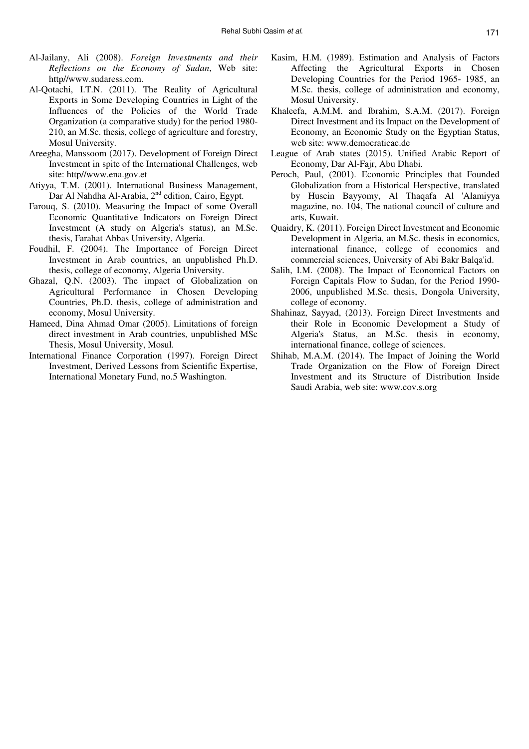Al-Jailany, Ali (2008). *Foreign Investments and their Reflections on the Economy of Sudan*, Web site: http//www.sudaress.com.

Al-Qotachi, I.T.N. (2011). The Reality of Agricultural Exports in Some Developing Countries in Light of the Influences of the Policies of the World Trade Organization (a comparative study) for the period 1980-210, an M.Sc. thesis, college of agriculture and forestry, Mosul University.

Areegha, Manssoom (2017). Development of Foreign Direct Investment in spite of the International Challenges, web site: http//www.ena.gov.et

Atiyya, T.M. (2001). International Business Management, Dar Al Nahdha Al-Arabia, 2nd edition, Cairo, Egypt.

Farouq, S. (2010). Measuring the Impact of some Overall Economic Quantitative Indicators on Foreign Direct Investment (A study on Algeria's status), an M.Sc. thesis, Farahat Abbas University, Algeria.

Foudhil, F. (2004). The Importance of Foreign Direct Investment in Arab countries, an unpublished Ph.D. thesis, college of economy, Algeria University.

Ghazal, Q.N. (2003). The impact of Globalization on Agricultural Performance in Chosen Developing Countries, Ph.D. thesis, college of administration and economy, Mosul University.

Hameed, Dina Ahmad Omar (2005). Limitations of foreign direct investment in Arab countries, unpublished MSc Thesis, Mosul University, Mosul.

International Finance Corporation (1997). Foreign Direct Investment, Derived Lessons from Scientific Expertise, International Monetary Fund, no.5 Washington.

Kasim, H.M. (1989). Estimation and Analysis of Factors Affecting the Agricultural Exports in Chosen Developing Countries for the Period 1965- 1985, an M.Sc. thesis, college of administration and economy, Mosul University.

Khaleefa, A.M.M. and Ibrahim, S.A.M. (2017). Foreign Direct Investment and its Impact on the Development of Economy, an Economic Study on the Egyptian Status, web site: www.democraticac.de

League of Arab states (2015). Unified Arabic Report of Economy, Dar Al-Fajr, Abu Dhabi.

Peroch, Paul, (2001). Economic Principles that Founded Globalization from a Historical Herspective, translated by Husein Bayyomy, Al Thaqafa Al 'Alamiyya magazine, no. 104, The national council of culture and arts, Kuwait.

Quaidry, K. (2011). Foreign Direct Investment and Economic Development in Algeria, an M.Sc. thesis in economics, international finance, college of economics and commercial sciences, University of Abi Bakr Balqa'id.

Salih, I.M. (2008). The Impact of Economical Factors on Foreign Capitals Flow to Sudan, for the Period 1990-2006, unpublished M.Sc. thesis, Dongola University, college of economy.

Shahinaz, Sayyad, (2013). Foreign Direct Investments and their Role in Economic Development a Study of Algeria's Status, an M.Sc. thesis in economy, international finance, college of sciences.

Shihab, M.A.M. (2014). The Impact of Joining the World Trade Organization on the Flow of Foreign Direct Investment and its Structure of Distribution Inside Saudi Arabia, web site: www.cov.s.org